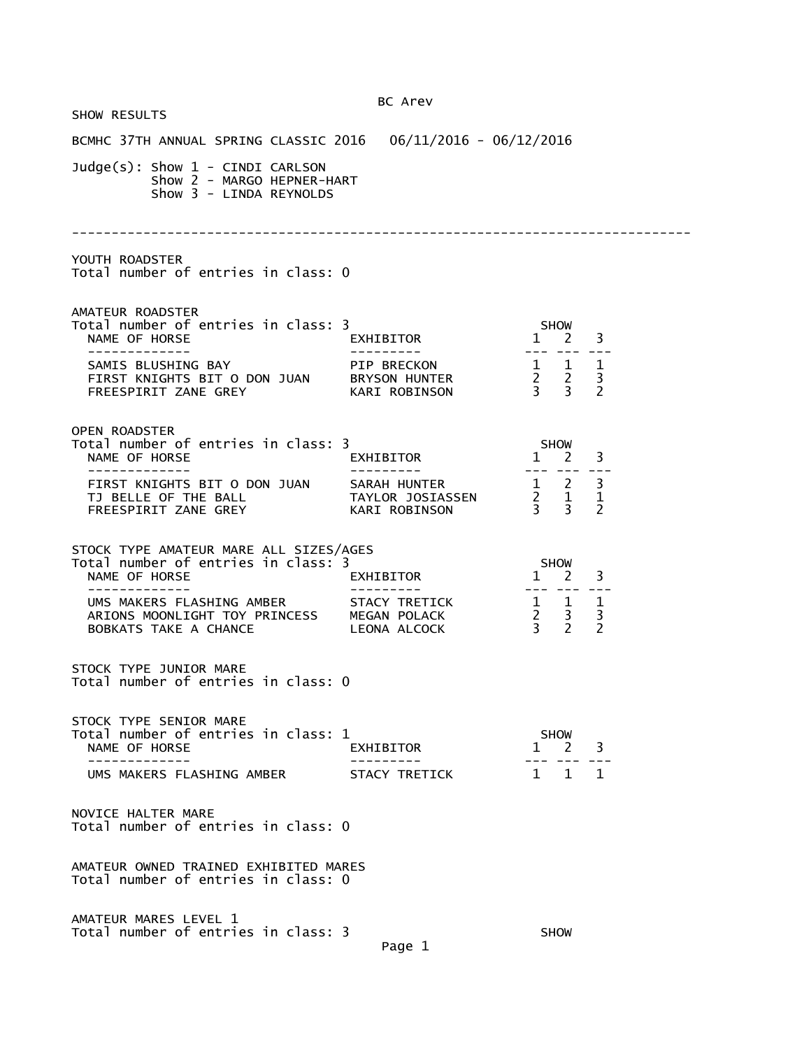BC Arev

SHOW RESULTS

BCMHC 37TH ANNUAL SPRING CLASSIC 2016   06/11/2016 - 06/12/2016

Judge(s): Show 1 - CINDI CARLSON
          Show 2 - MARGO HEPNER-HART
          Show 3 - LINDA REYNOLDS

---

YOUTH ROADSTER
Total number of entries in class: 0

AMATEUR ROADSTER
Total number of entries in class: 3

| NAME OF HORSE | EXHIBITOR | SHOW 1 | SHOW 2 | SHOW 3 |
|---|---|---|---|---|
| SAMIS BLUSHING BAY | PIP BRECKON | 1 | 1 | 1 |
| FIRST KNIGHTS BIT O DON JUAN | BRYSON HUNTER | 2 | 2 | 3 |
| FREESPIRIT ZANE GREY | KARI ROBINSON | 3 | 3 | 2 |

OPEN ROADSTER
Total number of entries in class: 3

| NAME OF HORSE | EXHIBITOR | SHOW 1 | SHOW 2 | SHOW 3 |
|---|---|---|---|---|
| FIRST KNIGHTS BIT O DON JUAN | SARAH HUNTER | 1 | 2 | 3 |
| TJ BELLE OF THE BALL | TAYLOR JOSIASSEN | 2 | 1 | 1 |
| FREESPIRIT ZANE GREY | KARI ROBINSON | 3 | 3 | 2 |

STOCK TYPE AMATEUR MARE ALL SIZES/AGES
Total number of entries in class: 3

| NAME OF HORSE | EXHIBITOR | SHOW 1 | SHOW 2 | SHOW 3 |
|---|---|---|---|---|
| UMS MAKERS FLASHING AMBER | STACY TRETICK | 1 | 1 | 1 |
| ARIONS MOONLIGHT TOY PRINCESS | MEGAN POLACK | 2 | 3 | 3 |
| BOBKATS TAKE A CHANCE | LEONA ALCOCK | 3 | 2 | 2 |

STOCK TYPE JUNIOR MARE
Total number of entries in class: 0

STOCK TYPE SENIOR MARE
Total number of entries in class: 1

| NAME OF HORSE | EXHIBITOR | SHOW 1 | SHOW 2 | SHOW 3 |
|---|---|---|---|---|
| UMS MAKERS FLASHING AMBER | STACY TRETICK | 1 | 1 | 1 |

NOVICE HALTER MARE
Total number of entries in class: 0

AMATEUR OWNED TRAINED EXHIBITED MARES
Total number of entries in class: 0

AMATEUR MARES LEVEL 1
Total number of entries in class: 3          SHOW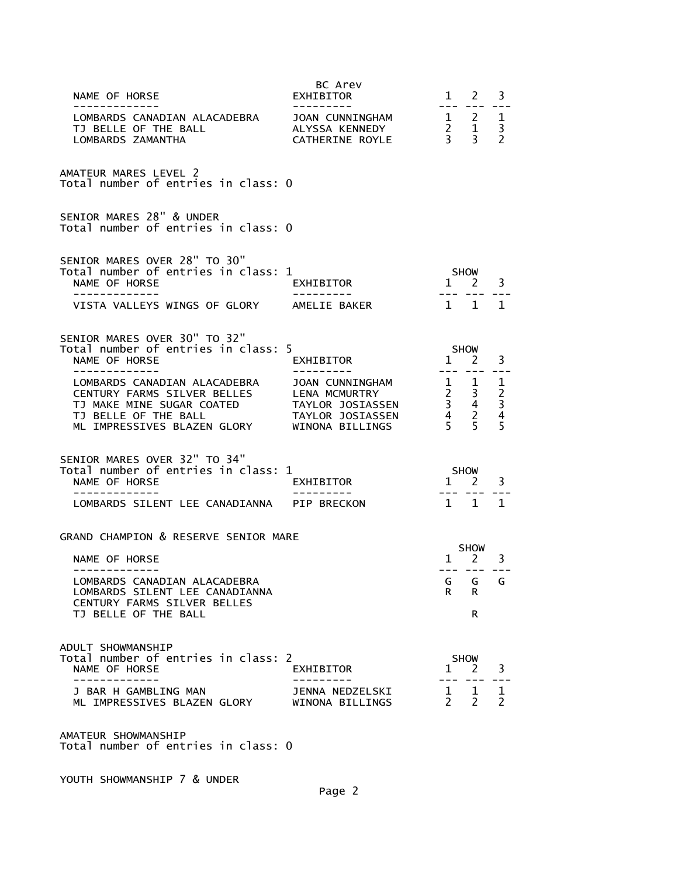BC Arev

| NAME OF HORSE | EXHIBITOR | 1 | 2 | 3 |
|---|---|---|---|---|
| LOMBARDS CANADIAN ALACADEBRA | JOAN CUNNINGHAM | 1 | 2 | 1 |
| TJ BELLE OF THE BALL | ALYSSA KENNEDY | 2 | 1 | 3 |
| LOMBARDS ZAMANTHA | CATHERINE ROYLE | 3 | 3 | 2 |

AMATEUR MARES LEVEL 2
Total number of entries in class: 0

SENIOR MARES 28" & UNDER
Total number of entries in class: 0

SENIOR MARES OVER 28" TO 30"
Total number of entries in class: 1

| NAME OF HORSE | EXHIBITOR | SHOW 1 | 2 | 3 |
|---|---|---|---|---|
| VISTA VALLEYS WINGS OF GLORY | AMELIE BAKER | 1 | 1 | 1 |

SENIOR MARES OVER 30" TO 32"
Total number of entries in class: 5

| NAME OF HORSE | EXHIBITOR | SHOW 1 | 2 | 3 |
|---|---|---|---|---|
| LOMBARDS CANADIAN ALACADEBRA | JOAN CUNNINGHAM | 1 | 1 | 1 |
| CENTURY FARMS SILVER BELLES | LENA MCMURTRY | 2 | 3 | 2 |
| TJ MAKE MINE SUGAR COATED | TAYLOR JOSIASSEN | 3 | 4 | 3 |
| TJ BELLE OF THE BALL | TAYLOR JOSIASSEN | 4 | 2 | 4 |
| ML IMPRESSIVES BLAZEN GLORY | WINONA BILLINGS | 5 | 5 | 5 |

SENIOR MARES OVER 32" TO 34"
Total number of entries in class: 1

| NAME OF HORSE | EXHIBITOR | SHOW 1 | 2 | 3 |
|---|---|---|---|---|
| LOMBARDS SILENT LEE CANADIANNA | PIP BRECKON | 1 | 1 | 1 |

GRAND CHAMPION & RESERVE SENIOR MARE

| NAME OF HORSE | SHOW 1 | 2 | 3 |
|---|---|---|---|
| LOMBARDS CANADIAN ALACADEBRA | G | G | G |
| LOMBARDS SILENT LEE CANADIANNA | R | R | |
| CENTURY FARMS SILVER BELLES | | | |
| TJ BELLE OF THE BALL | | R | |

ADULT SHOWMANSHIP
Total number of entries in class: 2

| NAME OF HORSE | EXHIBITOR | SHOW 1 | 2 | 3 |
|---|---|---|---|---|
| J BAR H GAMBLING MAN | JENNA NEDZELSKI | 1 | 1 | 1 |
| ML IMPRESSIVES BLAZEN GLORY | WINONA BILLINGS | 2 | 2 | 2 |

AMATEUR SHOWMANSHIP
Total number of entries in class: 0

YOUTH SHOWMANSHIP 7 & UNDER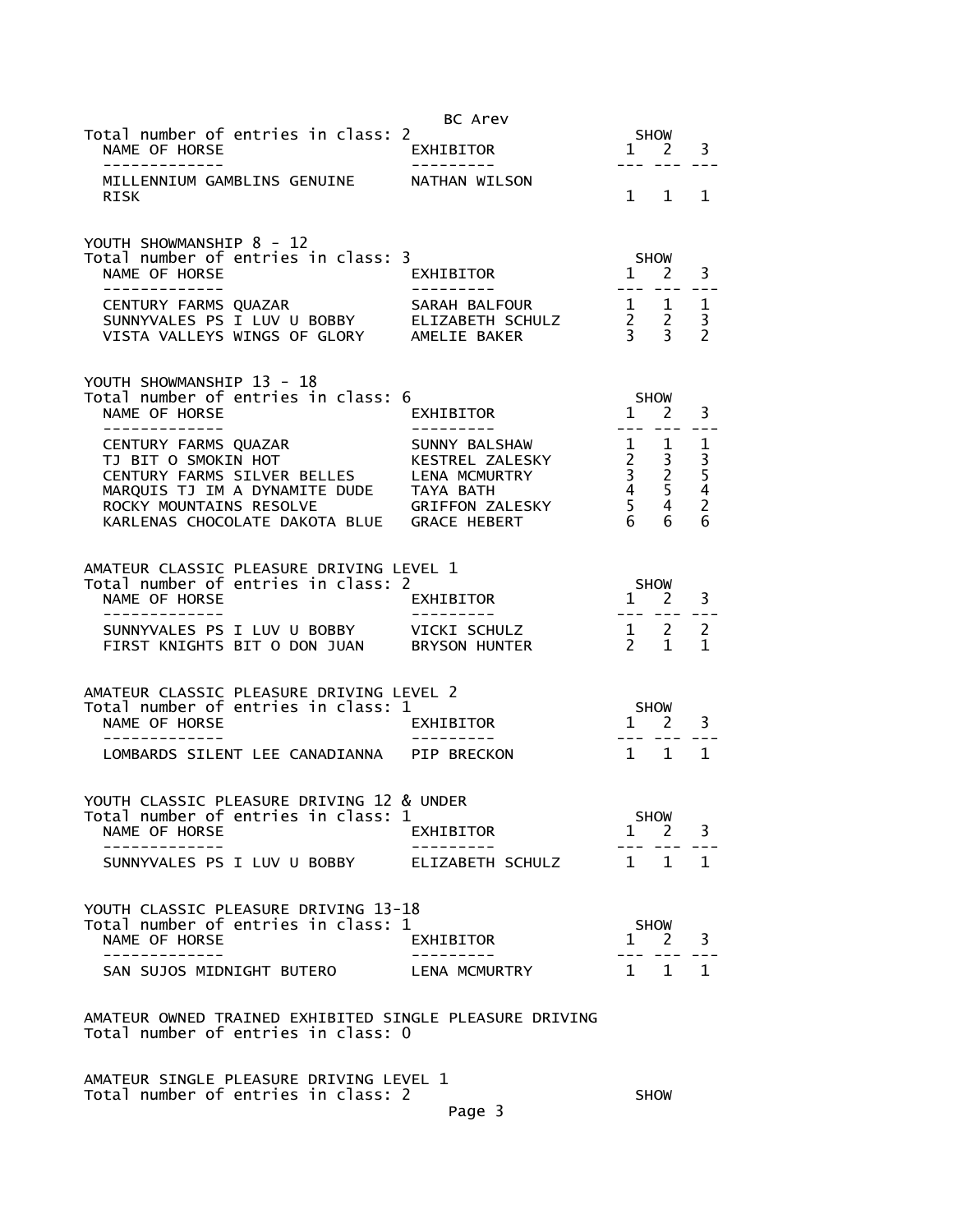Total number of entries in class: 2

| NAME OF HORSE | EXHIBITOR | SHOW 1 | SHOW 2 | SHOW 3 |
|---|---|---|---|---|
| MILLENNIUM GAMBLINS GENUINE RISK | NATHAN WILSON | 1 | 1 | 1 |

## YOUTH SHOWMANSHIP 8 - 12

Total number of entries in class: 3

| NAME OF HORSE | EXHIBITOR | SHOW 1 | SHOW 2 | SHOW 3 |
|---|---|---|---|---|
| CENTURY FARMS QUAZAR | SARAH BALFOUR | 1 | 1 | 1 |
| SUNNYVALES PS I LUV U BOBBY | ELIZABETH SCHULZ | 2 | 2 | 3 |
| VISTA VALLEYS WINGS OF GLORY | AMELIE BAKER | 3 | 3 | 2 |

## YOUTH SHOWMANSHIP 13 - 18

Total number of entries in class: 6

| NAME OF HORSE | EXHIBITOR | SHOW 1 | SHOW 2 | SHOW 3 |
|---|---|---|---|---|
| CENTURY FARMS QUAZAR | SUNNY BALSHAW | 1 | 1 | 1 |
| TJ BIT O SMOKIN HOT | KESTREL ZALESKY | 2 | 3 | 3 |
| CENTURY FARMS SILVER BELLES | LENA MCMURTRY | 3 | 2 | 5 |
| MARQUIS TJ IM A DYNAMITE DUDE | TAYA BATH | 4 | 5 | 4 |
| ROCKY MOUNTAINS RESOLVE | GRIFFON ZALESKY | 5 | 4 | 2 |
| KARLENAS CHOCOLATE DAKOTA BLUE | GRACE HEBERT | 6 | 6 | 6 |

## AMATEUR CLASSIC PLEASURE DRIVING LEVEL 1

Total number of entries in class: 2

| NAME OF HORSE | EXHIBITOR | SHOW 1 | SHOW 2 | SHOW 3 |
|---|---|---|---|---|
| SUNNYVALES PS I LUV U BOBBY | VICKI SCHULZ | 1 | 2 | 2 |
| FIRST KNIGHTS BIT O DON JUAN | BRYSON HUNTER | 2 | 1 | 1 |

## AMATEUR CLASSIC PLEASURE DRIVING LEVEL 2

Total number of entries in class: 1

| NAME OF HORSE | EXHIBITOR | SHOW 1 | SHOW 2 | SHOW 3 |
|---|---|---|---|---|
| LOMBARDS SILENT LEE CANADIANNA | PIP BRECKON | 1 | 1 | 1 |

## YOUTH CLASSIC PLEASURE DRIVING 12 & UNDER

Total number of entries in class: 1

| NAME OF HORSE | EXHIBITOR | SHOW 1 | SHOW 2 | SHOW 3 |
|---|---|---|---|---|
| SUNNYVALES PS I LUV U BOBBY | ELIZABETH SCHULZ | 1 | 1 | 1 |

## YOUTH CLASSIC PLEASURE DRIVING 13-18

Total number of entries in class: 1

| NAME OF HORSE | EXHIBITOR | SHOW 1 | SHOW 2 | SHOW 3 |
|---|---|---|---|---|
| SAN SUJOS MIDNIGHT BUTERO | LENA MCMURTRY | 1 | 1 | 1 |

## AMATEUR OWNED TRAINED EXHIBITED SINGLE PLEASURE DRIVING

Total number of entries in class: 0

## AMATEUR SINGLE PLEASURE DRIVING LEVEL 1

Total number of entries in class: 2

SHOW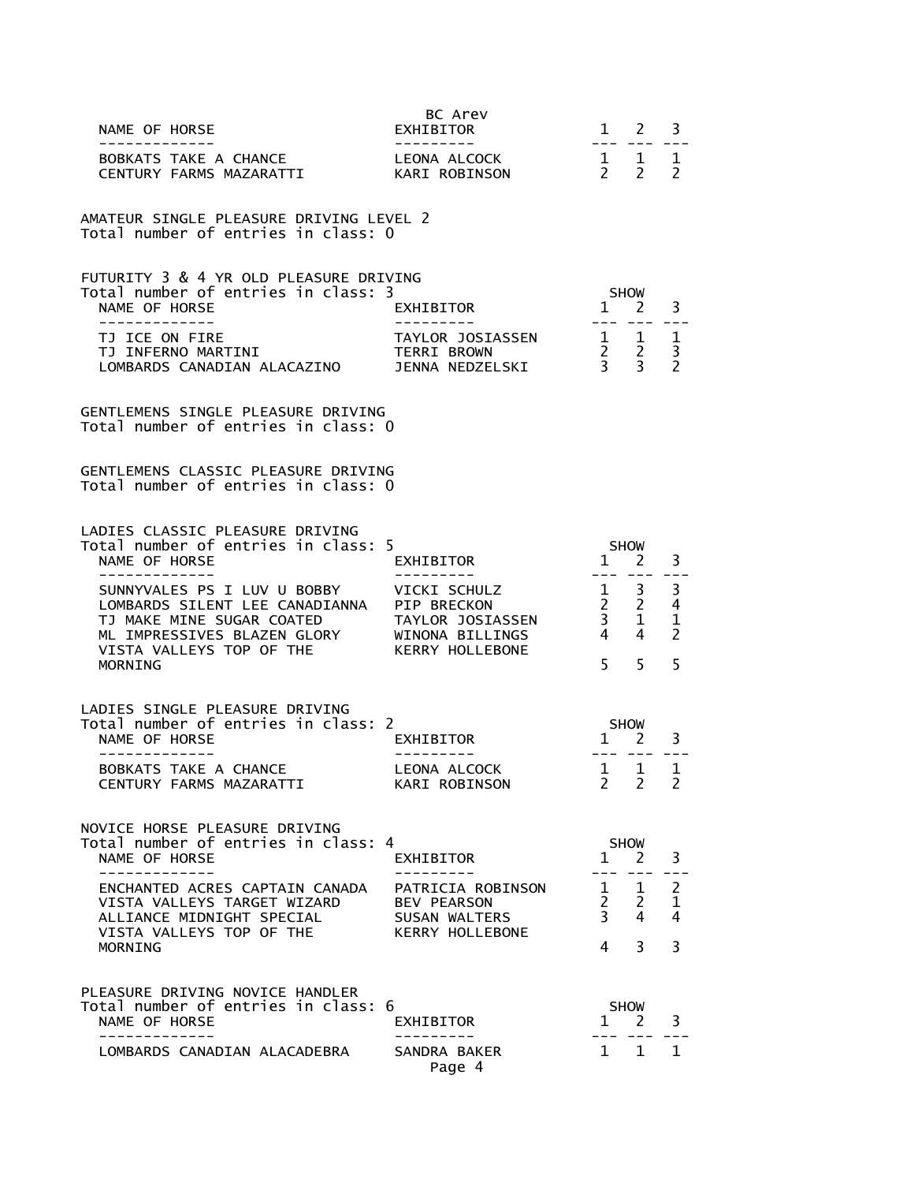| NAME OF HORSE | EXHIBITOR | BC Arev 1 | 2 | 3 |
|---|---|---|---|---|
| BOBKATS TAKE A CHANCE | LEONA ALCOCK | 1 | 1 | 1 |
| CENTURY FARMS MAZARATTI | KARI ROBINSON | 2 | 2 | 2 |

AMATEUR SINGLE PLEASURE DRIVING LEVEL 2
Total number of entries in class: 0

FUTURITY 3 & 4 YR OLD PLEASURE DRIVING
Total number of entries in class: 3

| NAME OF HORSE | EXHIBITOR | SHOW 1 | 2 | 3 |
|---|---|---|---|---|
| TJ ICE ON FIRE | TAYLOR JOSIASSEN | 1 | 1 | 1 |
| TJ INFERNO MARTINI | TERRI BROWN | 2 | 2 | 3 |
| LOMBARDS CANADIAN ALACAZINO | JENNA NEDZELSKI | 3 | 3 | 2 |

GENTLEMENS SINGLE PLEASURE DRIVING
Total number of entries in class: 0

GENTLEMENS CLASSIC PLEASURE DRIVING
Total number of entries in class: 0

LADIES CLASSIC PLEASURE DRIVING
Total number of entries in class: 5

| NAME OF HORSE | EXHIBITOR | SHOW 1 | 2 | 3 |
|---|---|---|---|---|
| SUNNYVALES PS I LUV U BOBBY | VICKI SCHULZ | 1 | 3 | 3 |
| LOMBARDS SILENT LEE CANADIANNA | PIP BRECKON | 2 | 2 | 4 |
| TJ MAKE MINE SUGAR COATED | TAYLOR JOSIASSEN | 3 | 1 | 1 |
| ML IMPRESSIVES BLAZEN GLORY | WINONA BILLINGS | 4 | 4 | 2 |
| VISTA VALLEYS TOP OF THE MORNING | KERRY HOLLEBONE | 5 | 5 | 5 |

LADIES SINGLE PLEASURE DRIVING
Total number of entries in class: 2

| NAME OF HORSE | EXHIBITOR | SHOW 1 | 2 | 3 |
|---|---|---|---|---|
| BOBKATS TAKE A CHANCE | LEONA ALCOCK | 1 | 1 | 1 |
| CENTURY FARMS MAZARATTI | KARI ROBINSON | 2 | 2 | 2 |

NOVICE HORSE PLEASURE DRIVING
Total number of entries in class: 4

| NAME OF HORSE | EXHIBITOR | SHOW 1 | 2 | 3 |
|---|---|---|---|---|
| ENCHANTED ACRES CAPTAIN CANADA | PATRICIA ROBINSON | 1 | 1 | 2 |
| VISTA VALLEYS TARGET WIZARD | BEV PEARSON | 2 | 2 | 1 |
| ALLIANCE MIDNIGHT SPECIAL | SUSAN WALTERS | 3 | 4 | 4 |
| VISTA VALLEYS TOP OF THE MORNING | KERRY HOLLEBONE | 4 | 3 | 3 |

PLEASURE DRIVING NOVICE HANDLER
Total number of entries in class: 6

| NAME OF HORSE | EXHIBITOR | SHOW 1 | 2 | 3 |
|---|---|---|---|---|
| LOMBARDS CANADIAN ALACADEBRA | SANDRA BAKER | 1 | 1 | 1 |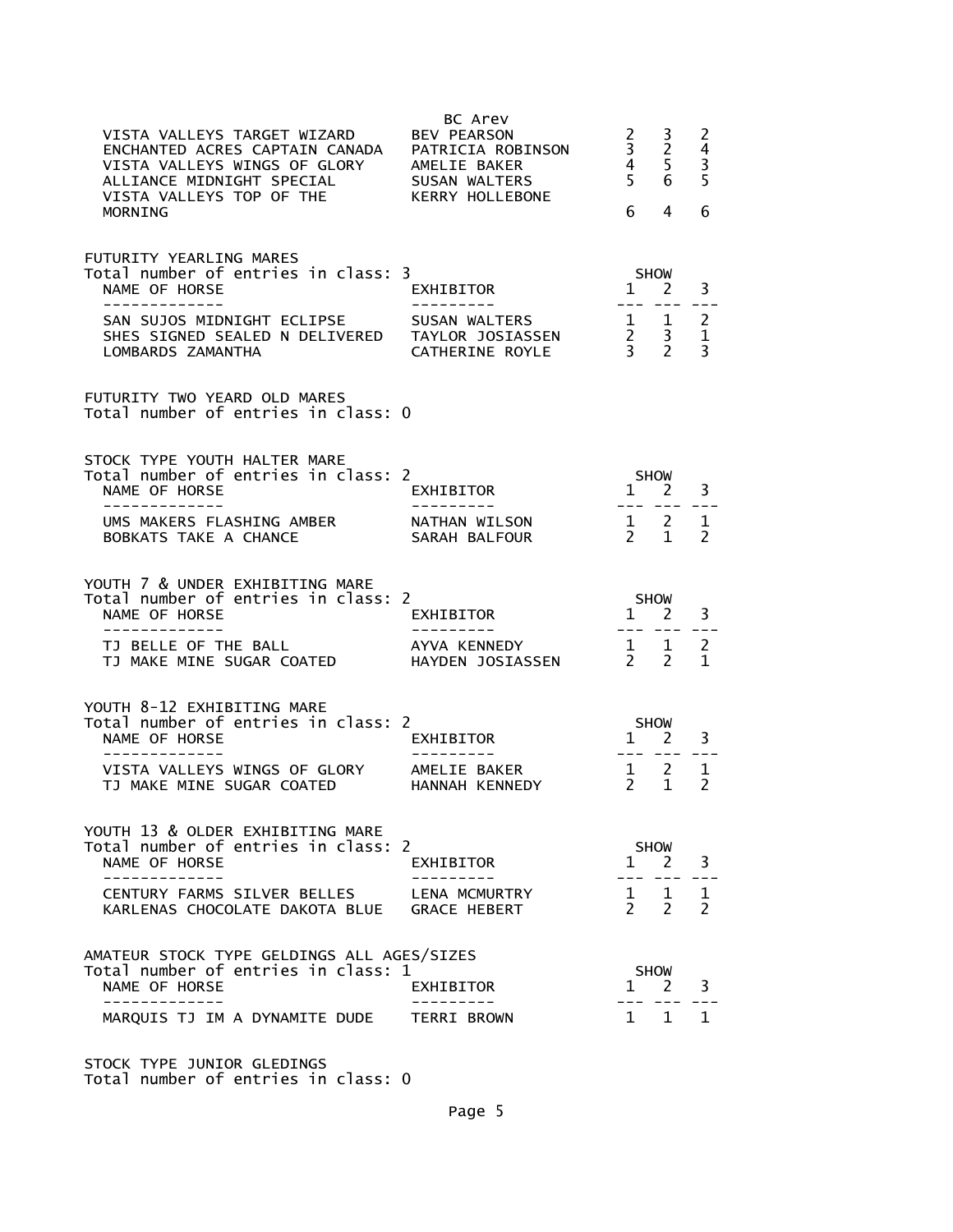| | BC Arev | | | |
|---|---|---|---|---|
| VISTA VALLEYS TARGET WIZARD | BEV PEARSON | 2 | 3 | 2 |
| ENCHANTED ACRES CAPTAIN CANADA | PATRICIA ROBINSON | 3 | 2 | 4 |
| VISTA VALLEYS WINGS OF GLORY | AMELIE BAKER | 4 | 5 | 3 |
| ALLIANCE MIDNIGHT SPECIAL | SUSAN WALTERS | 5 | 6 | 5 |
| VISTA VALLEYS TOP OF THE MORNING | KERRY HOLLEBONE | 6 | 4 | 6 |

## FUTURITY YEARLING MARES

Total number of entries in class: 3

| NAME OF HORSE | EXHIBITOR | SHOW 1 | 2 | 3 |
|---|---|---|---|---|
| SAN SUJOS MIDNIGHT ECLIPSE | SUSAN WALTERS | 1 | 1 | 2 |
| SHES SIGNED SEALED N DELIVERED | TAYLOR JOSIASSEN | 2 | 3 | 1 |
| LOMBARDS ZAMANTHA | CATHERINE ROYLE | 3 | 2 | 3 |

## FUTURITY TWO YEARD OLD MARES

Total number of entries in class: 0

## STOCK TYPE YOUTH HALTER MARE

Total number of entries in class: 2

| NAME OF HORSE | EXHIBITOR | SHOW 1 | 2 | 3 |
|---|---|---|---|---|
| UMS MAKERS FLASHING AMBER | NATHAN WILSON | 1 | 2 | 1 |
| BOBKATS TAKE A CHANCE | SARAH BALFOUR | 2 | 1 | 2 |

## YOUTH 7 & UNDER EXHIBITING MARE

Total number of entries in class: 2

| NAME OF HORSE | EXHIBITOR | SHOW 1 | 2 | 3 |
|---|---|---|---|---|
| TJ BELLE OF THE BALL | AYVA KENNEDY | 1 | 1 | 2 |
| TJ MAKE MINE SUGAR COATED | HAYDEN JOSIASSEN | 2 | 2 | 1 |

## YOUTH 8-12 EXHIBITING MARE

Total number of entries in class: 2

| NAME OF HORSE | EXHIBITOR | SHOW 1 | 2 | 3 |
|---|---|---|---|---|
| VISTA VALLEYS WINGS OF GLORY | AMELIE BAKER | 1 | 2 | 1 |
| TJ MAKE MINE SUGAR COATED | HANNAH KENNEDY | 2 | 1 | 2 |

## YOUTH 13 & OLDER EXHIBITING MARE

Total number of entries in class: 2

| NAME OF HORSE | EXHIBITOR | SHOW 1 | 2 | 3 |
|---|---|---|---|---|
| CENTURY FARMS SILVER BELLES | LENA MCMURTRY | 1 | 1 | 1 |
| KARLENAS CHOCOLATE DAKOTA BLUE | GRACE HEBERT | 2 | 2 | 2 |

## AMATEUR STOCK TYPE GELDINGS ALL AGES/SIZES

Total number of entries in class: 1

| NAME OF HORSE | EXHIBITOR | SHOW 1 | 2 | 3 |
|---|---|---|---|---|
| MARQUIS TJ IM A DYNAMITE DUDE | TERRI BROWN | 1 | 1 | 1 |

## STOCK TYPE JUNIOR GLEDINGS

Total number of entries in class: 0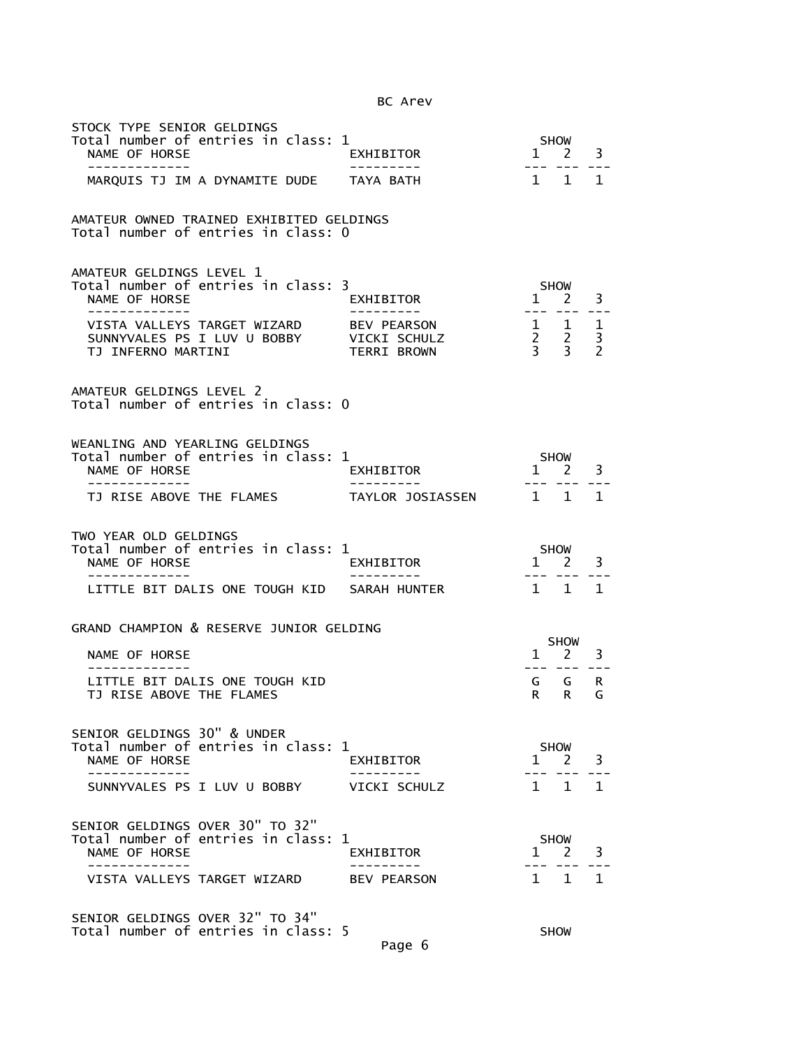STOCK TYPE SENIOR GELDINGS
Total number of entries in class: 1

| NAME OF HORSE | EXHIBITOR | SHOW 1 | SHOW 2 | SHOW 3 |
|---|---|---|---|---|
| MARQUIS TJ IM A DYNAMITE DUDE | TAYA BATH | 1 | 1 | 1 |

AMATEUR OWNED TRAINED EXHIBITED GELDINGS
Total number of entries in class: 0

AMATEUR GELDINGS LEVEL 1
Total number of entries in class: 3

| NAME OF HORSE | EXHIBITOR | SHOW 1 | SHOW 2 | SHOW 3 |
|---|---|---|---|---|
| VISTA VALLEYS TARGET WIZARD | BEV PEARSON | 1 | 1 | 1 |
| SUNNYVALES PS I LUV U BOBBY | VICKI SCHULZ | 2 | 2 | 3 |
| TJ INFERNO MARTINI | TERRI BROWN | 3 | 3 | 2 |

AMATEUR GELDINGS LEVEL 2
Total number of entries in class: 0

WEANLING AND YEARLING GELDINGS
Total number of entries in class: 1

| NAME OF HORSE | EXHIBITOR | SHOW 1 | SHOW 2 | SHOW 3 |
|---|---|---|---|---|
| TJ RISE ABOVE THE FLAMES | TAYLOR JOSIASSEN | 1 | 1 | 1 |

TWO YEAR OLD GELDINGS
Total number of entries in class: 1

| NAME OF HORSE | EXHIBITOR | SHOW 1 | SHOW 2 | SHOW 3 |
|---|---|---|---|---|
| LITTLE BIT DALIS ONE TOUGH KID | SARAH HUNTER | 1 | 1 | 1 |

GRAND CHAMPION & RESERVE JUNIOR GELDING

| NAME OF HORSE | SHOW 1 | SHOW 2 | SHOW 3 |
|---|---|---|---|
| LITTLE BIT DALIS ONE TOUGH KID | G | G | R |
| TJ RISE ABOVE THE FLAMES | R | R | G |

SENIOR GELDINGS 30" & UNDER
Total number of entries in class: 1

| NAME OF HORSE | EXHIBITOR | SHOW 1 | SHOW 2 | SHOW 3 |
|---|---|---|---|---|
| SUNNYVALES PS I LUV U BOBBY | VICKI SCHULZ | 1 | 1 | 1 |

SENIOR GELDINGS OVER 30" TO 32"
Total number of entries in class: 1

| NAME OF HORSE | EXHIBITOR | SHOW 1 | SHOW 2 | SHOW 3 |
|---|---|---|---|---|
| VISTA VALLEYS TARGET WIZARD | BEV PEARSON | 1 | 1 | 1 |

SENIOR GELDINGS OVER 32" TO 34"
Total number of entries in class: 5

SHOW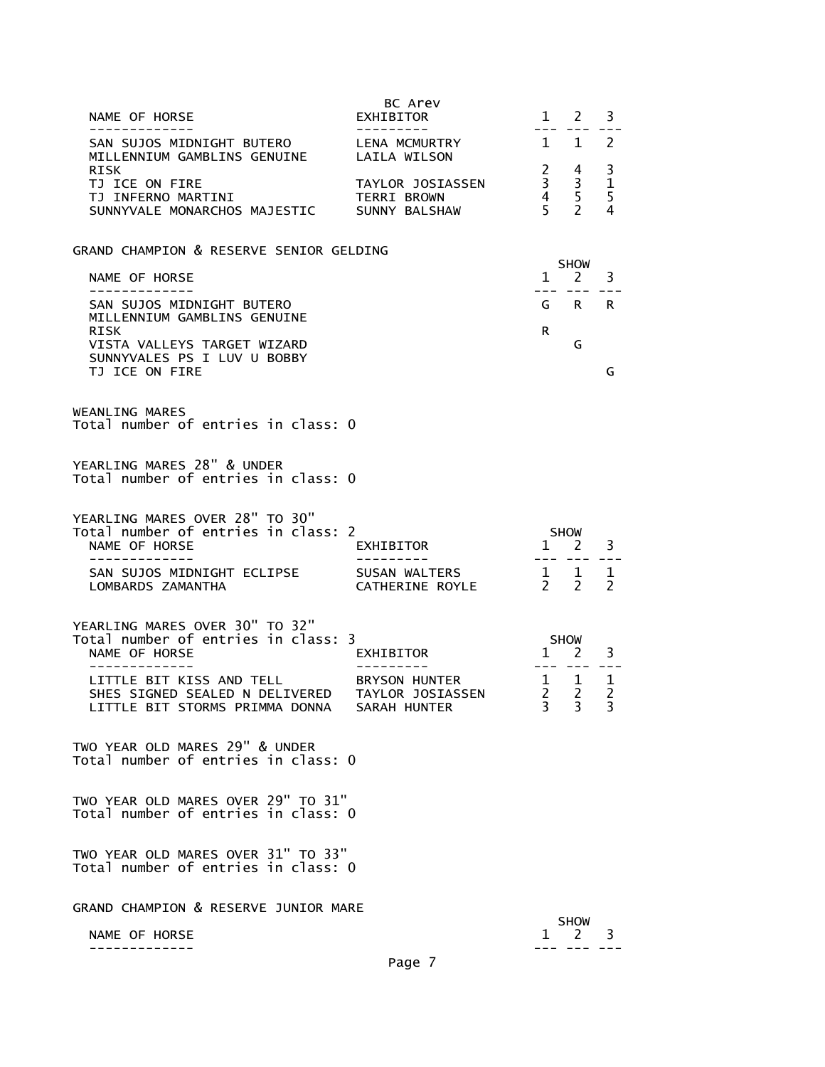| NAME OF HORSE | BC Arev EXHIBITOR | 1 | 2 | 3 |
|---|---|---|---|---|
| SAN SUJOS MIDNIGHT BUTERO | LENA MCMURTRY | 1 | 1 | 2 |
| MILLENNIUM GAMBLINS GENUINE RISK | LAILA WILSON | 2 | 4 | 3 |
| TJ ICE ON FIRE | TAYLOR JOSIASSEN | 3 | 3 | 1 |
| TJ INFERNO MARTINI | TERRI BROWN | 4 | 5 | 5 |
| SUNNYVALE MONARCHOS MAJESTIC | SUNNY BALSHAW | 5 | 2 | 4 |

GRAND CHAMPION & RESERVE SENIOR GELDING

| NAME OF HORSE | SHOW 1 | 2 | 3 |
|---|---|---|---|
| SAN SUJOS MIDNIGHT BUTERO | G | R | R |
| MILLENNIUM GAMBLINS GENUINE RISK | R | | |
| VISTA VALLEYS TARGET WIZARD | | G | |
| SUNNYVALES PS I LUV U BOBBY | | | |
| TJ ICE ON FIRE | | | G |

WEANLING MARES
Total number of entries in class: 0

YEARLING MARES 28" & UNDER
Total number of entries in class: 0

YEARLING MARES OVER 28" TO 30"
Total number of entries in class: 2

| NAME OF HORSE | EXHIBITOR | SHOW 1 | 2 | 3 |
|---|---|---|---|---|
| SAN SUJOS MIDNIGHT ECLIPSE | SUSAN WALTERS | 1 | 1 | 1 |
| LOMBARDS ZAMANTHA | CATHERINE ROYLE | 2 | 2 | 2 |

YEARLING MARES OVER 30" TO 32"
Total number of entries in class: 3

| NAME OF HORSE | EXHIBITOR | SHOW 1 | 2 | 3 |
|---|---|---|---|---|
| LITTLE BIT KISS AND TELL | BRYSON HUNTER | 1 | 1 | 1 |
| SHES SIGNED SEALED N DELIVERED | TAYLOR JOSIASSEN | 2 | 2 | 2 |
| LITTLE BIT STORMS PRIMMA DONNA | SARAH HUNTER | 3 | 3 | 3 |

TWO YEAR OLD MARES 29" & UNDER
Total number of entries in class: 0

TWO YEAR OLD MARES OVER 29" TO 31"
Total number of entries in class: 0

TWO YEAR OLD MARES OVER 31" TO 33"
Total number of entries in class: 0

GRAND CHAMPION & RESERVE JUNIOR MARE

| NAME OF HORSE | SHOW 1 | 2 | 3 |
|---|---|---|---|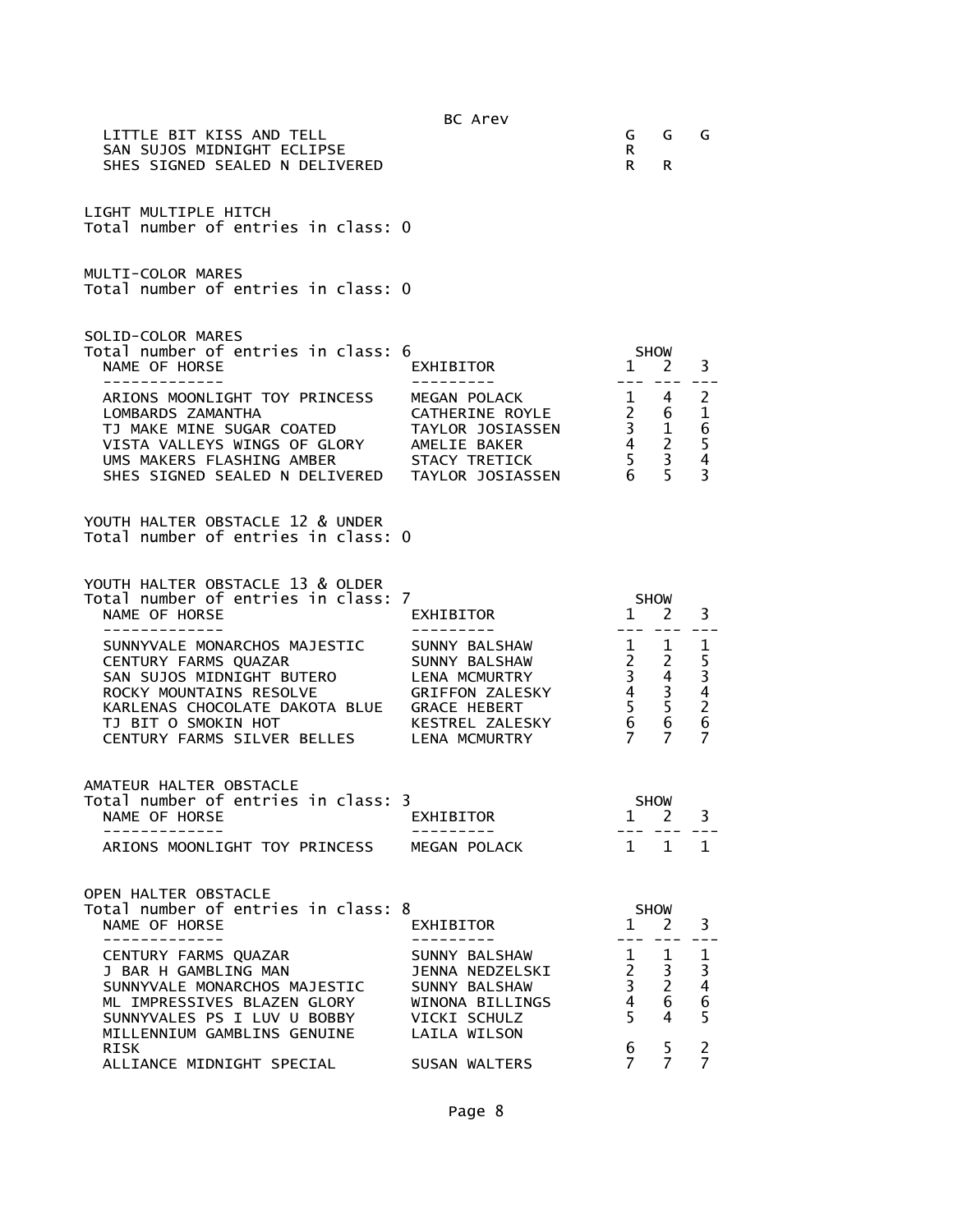| | BC Arev | | | |
|---|---|---|---|---|
| LITTLE BIT KISS AND TELL | | G | G | G |
| SAN SUJOS MIDNIGHT ECLIPSE | | R | | |
| SHES SIGNED SEALED N DELIVERED | | R | R | |

LIGHT MULTIPLE HITCH
Total number of entries in class: 0

MULTI-COLOR MARES
Total number of entries in class: 0

SOLID-COLOR MARES
Total number of entries in class: 6

| NAME OF HORSE | EXHIBITOR | SHOW 1 | 2 | 3 |
|---|---|---|---|---|
| ARIONS MOONLIGHT TOY PRINCESS | MEGAN POLACK | 1 | 4 | 2 |
| LOMBARDS ZAMANTHA | CATHERINE ROYLE | 2 | 6 | 1 |
| TJ MAKE MINE SUGAR COATED | TAYLOR JOSIASSEN | 3 | 1 | 6 |
| VISTA VALLEYS WINGS OF GLORY | AMELIE BAKER | 4 | 2 | 5 |
| UMS MAKERS FLASHING AMBER | STACY TRETICK | 5 | 3 | 4 |
| SHES SIGNED SEALED N DELIVERED | TAYLOR JOSIASSEN | 6 | 5 | 3 |

YOUTH HALTER OBSTACLE 12 & UNDER
Total number of entries in class: 0

YOUTH HALTER OBSTACLE 13 & OLDER
Total number of entries in class: 7

| NAME OF HORSE | EXHIBITOR | SHOW 1 | 2 | 3 |
|---|---|---|---|---|
| SUNNYVALE MONARCHOS MAJESTIC | SUNNY BALSHAW | 1 | 1 | 1 |
| CENTURY FARMS QUAZAR | SUNNY BALSHAW | 2 | 2 | 5 |
| SAN SUJOS MIDNIGHT BUTERO | LENA MCMURTRY | 3 | 4 | 3 |
| ROCKY MOUNTAINS RESOLVE | GRIFFON ZALESKY | 4 | 3 | 4 |
| KARLENAS CHOCOLATE DAKOTA BLUE | GRACE HEBERT | 5 | 5 | 2 |
| TJ BIT O SMOKIN HOT | KESTREL ZALESKY | 6 | 6 | 6 |
| CENTURY FARMS SILVER BELLES | LENA MCMURTRY | 7 | 7 | 7 |

AMATEUR HALTER OBSTACLE
Total number of entries in class: 3

| NAME OF HORSE | EXHIBITOR | SHOW 1 | 2 | 3 |
|---|---|---|---|---|
| ARIONS MOONLIGHT TOY PRINCESS | MEGAN POLACK | 1 | 1 | 1 |

OPEN HALTER OBSTACLE
Total number of entries in class: 8

| NAME OF HORSE | EXHIBITOR | SHOW 1 | 2 | 3 |
|---|---|---|---|---|
| CENTURY FARMS QUAZAR | SUNNY BALSHAW | 1 | 1 | 1 |
| J BAR H GAMBLING MAN | JENNA NEDZELSKI | 2 | 3 | 3 |
| SUNNYVALE MONARCHOS MAJESTIC | SUNNY BALSHAW | 3 | 2 | 4 |
| ML IMPRESSIVES BLAZEN GLORY | WINONA BILLINGS | 4 | 6 | 6 |
| SUNNYVALES PS I LUV U BOBBY | VICKI SCHULZ | 5 | 4 | 5 |
| MILLENNIUM GAMBLINS GENUINE RISK | LAILA WILSON | 6 | 5 | 2 |
| ALLIANCE MIDNIGHT SPECIAL | SUSAN WALTERS | 7 | 7 | 7 |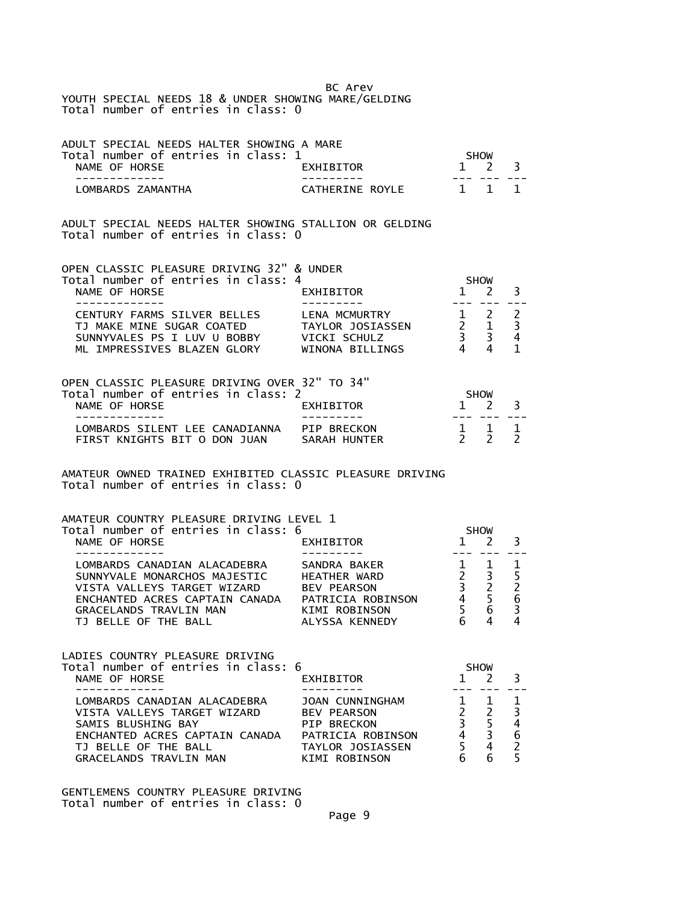BC Arev

YOUTH SPECIAL NEEDS 18 & UNDER SHOWING MARE/GELDING
Total number of entries in class: 0

ADULT SPECIAL NEEDS HALTER SHOWING A MARE
Total number of entries in class: 1

| NAME OF HORSE | EXHIBITOR | SHOW 1 | 2 | 3 |
|---|---|---|---|---|
| LOMBARDS ZAMANTHA | CATHERINE ROYLE | 1 | 1 | 1 |

ADULT SPECIAL NEEDS HALTER SHOWING STALLION OR GELDING
Total number of entries in class: 0

OPEN CLASSIC PLEASURE DRIVING 32" & UNDER
Total number of entries in class: 4

| NAME OF HORSE | EXHIBITOR | SHOW 1 | 2 | 3 |
|---|---|---|---|---|
| CENTURY FARMS SILVER BELLES | LENA MCMURTRY | 1 | 2 | 2 |
| TJ MAKE MINE SUGAR COATED | TAYLOR JOSIASSEN | 2 | 1 | 3 |
| SUNNYVALES PS I LUV U BOBBY | VICKI SCHULZ | 3 | 3 | 4 |
| ML IMPRESSIVES BLAZEN GLORY | WINONA BILLINGS | 4 | 4 | 1 |

OPEN CLASSIC PLEASURE DRIVING OVER 32" TO 34"
Total number of entries in class: 2

| NAME OF HORSE | EXHIBITOR | SHOW 1 | 2 | 3 |
|---|---|---|---|---|
| LOMBARDS SILENT LEE CANADIANNA | PIP BRECKON | 1 | 1 | 1 |
| FIRST KNIGHTS BIT O DON JUAN | SARAH HUNTER | 2 | 2 | 2 |

AMATEUR OWNED TRAINED EXHIBITED CLASSIC PLEASURE DRIVING
Total number of entries in class: 0

AMATEUR COUNTRY PLEASURE DRIVING LEVEL 1
Total number of entries in class: 6

| NAME OF HORSE | EXHIBITOR | SHOW 1 | 2 | 3 |
|---|---|---|---|---|
| LOMBARDS CANADIAN ALACADEBRA | SANDRA BAKER | 1 | 1 | 1 |
| SUNNYVALE MONARCHOS MAJESTIC | HEATHER WARD | 2 | 3 | 5 |
| VISTA VALLEYS TARGET WIZARD | BEV PEARSON | 3 | 2 | 2 |
| ENCHANTED ACRES CAPTAIN CANADA | PATRICIA ROBINSON | 4 | 5 | 6 |
| GRACELANDS TRAVLIN MAN | KIMI ROBINSON | 5 | 6 | 3 |
| TJ BELLE OF THE BALL | ALYSSA KENNEDY | 6 | 4 | 4 |

LADIES COUNTRY PLEASURE DRIVING
Total number of entries in class: 6

| NAME OF HORSE | EXHIBITOR | SHOW 1 | 2 | 3 |
|---|---|---|---|---|
| LOMBARDS CANADIAN ALACADEBRA | JOAN CUNNINGHAM | 1 | 1 | 1 |
| VISTA VALLEYS TARGET WIZARD | BEV PEARSON | 2 | 2 | 3 |
| SAMIS BLUSHING BAY | PIP BRECKON | 3 | 5 | 4 |
| ENCHANTED ACRES CAPTAIN CANADA | PATRICIA ROBINSON | 4 | 3 | 6 |
| TJ BELLE OF THE BALL | TAYLOR JOSIASSEN | 5 | 4 | 2 |
| GRACELANDS TRAVLIN MAN | KIMI ROBINSON | 6 | 6 | 5 |

GENTLEMENS COUNTRY PLEASURE DRIVING
Total number of entries in class: 0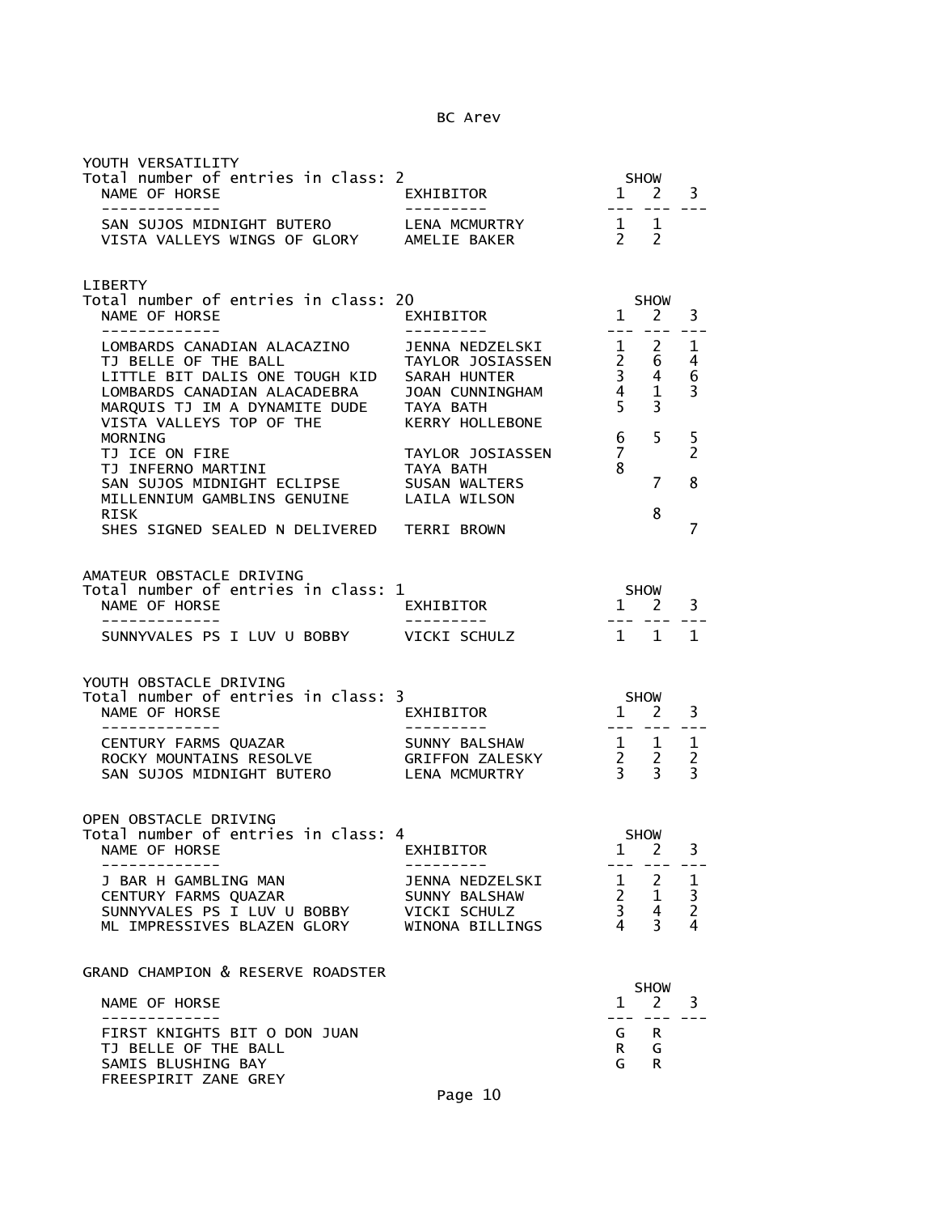## YOUTH VERSATILITY

Total number of entries in class: 2

| NAME OF HORSE | EXHIBITOR | SHOW 1 | SHOW 2 | SHOW 3 |
|---|---|---|---|---|
| SAN SUJOS MIDNIGHT BUTERO | LENA MCMURTRY | 1 | 1 | |
| VISTA VALLEYS WINGS OF GLORY | AMELIE BAKER | 2 | 2 | |

## LIBERTY

Total number of entries in class: 20

| NAME OF HORSE | EXHIBITOR | SHOW 1 | SHOW 2 | SHOW 3 |
|---|---|---|---|---|
| LOMBARDS CANADIAN ALACAZINO | JENNA NEDZELSKI | 1 | 2 | 1 |
| TJ BELLE OF THE BALL | TAYLOR JOSIASSEN | 2 | 6 | 4 |
| LITTLE BIT DALIS ONE TOUGH KID | SARAH HUNTER | 3 | 4 | 6 |
| LOMBARDS CANADIAN ALACADEBRA | JOAN CUNNINGHAM | 4 | 1 | 3 |
| MARQUIS TJ IM A DYNAMITE DUDE | TAYA BATH | 5 | 3 | |
| VISTA VALLEYS TOP OF THE MORNING | KERRY HOLLEBONE | 6 | 5 | 5 |
| TJ ICE ON FIRE | TAYLOR JOSIASSEN | 7 | | 2 |
| TJ INFERNO MARTINI | TAYA BATH | 8 | | |
| SAN SUJOS MIDNIGHT ECLIPSE | SUSAN WALTERS | | 7 | 8 |
| MILLENNIUM GAMBLINS GENUINE RISK | LAILA WILSON | | 8 | |
| SHES SIGNED SEALED N DELIVERED | TERRI BROWN | | | 7 |

## AMATEUR OBSTACLE DRIVING

Total number of entries in class: 1

| NAME OF HORSE | EXHIBITOR | SHOW 1 | SHOW 2 | SHOW 3 |
|---|---|---|---|---|
| SUNNYVALES PS I LUV U BOBBY | VICKI SCHULZ | 1 | 1 | 1 |

## YOUTH OBSTACLE DRIVING

Total number of entries in class: 3

| NAME OF HORSE | EXHIBITOR | SHOW 1 | SHOW 2 | SHOW 3 |
|---|---|---|---|---|
| CENTURY FARMS QUAZAR | SUNNY BALSHAW | 1 | 1 | 1 |
| ROCKY MOUNTAINS RESOLVE | GRIFFON ZALESKY | 2 | 2 | 2 |
| SAN SUJOS MIDNIGHT BUTERO | LENA MCMURTRY | 3 | 3 | 3 |

## OPEN OBSTACLE DRIVING

Total number of entries in class: 4

| NAME OF HORSE | EXHIBITOR | SHOW 1 | SHOW 2 | SHOW 3 |
|---|---|---|---|---|
| J BAR H GAMBLING MAN | JENNA NEDZELSKI | 1 | 2 | 1 |
| CENTURY FARMS QUAZAR | SUNNY BALSHAW | 2 | 1 | 3 |
| SUNNYVALES PS I LUV U BOBBY | VICKI SCHULZ | 3 | 4 | 2 |
| ML IMPRESSIVES BLAZEN GLORY | WINONA BILLINGS | 4 | 3 | 4 |

## GRAND CHAMPION & RESERVE ROADSTER

| NAME OF HORSE | SHOW 1 | SHOW 2 | SHOW 3 |
|---|---|---|---|
| FIRST KNIGHTS BIT O DON JUAN | G | R | |
| TJ BELLE OF THE BALL | R | G | |
| SAMIS BLUSHING BAY | G | R | |
| FREESPIRIT ZANE GREY | | | |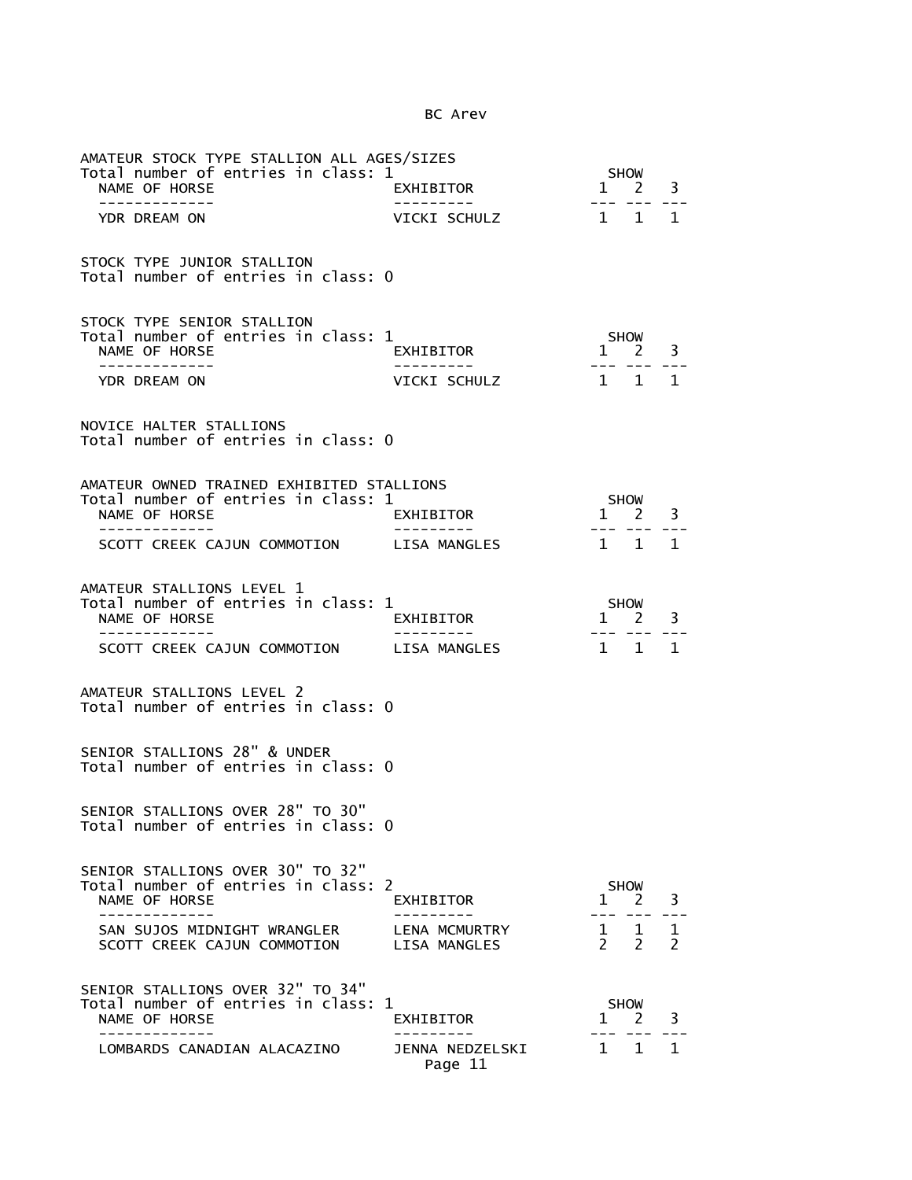### AMATEUR STOCK TYPE STALLION ALL AGES/SIZES

Total number of entries in class: 1

| NAME OF HORSE | EXHIBITOR | SHOW 1 | SHOW 2 | SHOW 3 |
|---|---|---|---|---|
| YDR DREAM ON | VICKI SCHULZ | 1 | 1 | 1 |

### STOCK TYPE JUNIOR STALLION

Total number of entries in class: 0

### STOCK TYPE SENIOR STALLION

Total number of entries in class: 1

| NAME OF HORSE | EXHIBITOR | SHOW 1 | SHOW 2 | SHOW 3 |
|---|---|---|---|---|
| YDR DREAM ON | VICKI SCHULZ | 1 | 1 | 1 |

### NOVICE HALTER STALLIONS

Total number of entries in class: 0

### AMATEUR OWNED TRAINED EXHIBITED STALLIONS

Total number of entries in class: 1

| NAME OF HORSE | EXHIBITOR | SHOW 1 | SHOW 2 | SHOW 3 |
|---|---|---|---|---|
| SCOTT CREEK CAJUN COMMOTION | LISA MANGLES | 1 | 1 | 1 |

### AMATEUR STALLIONS LEVEL 1

Total number of entries in class: 1

| NAME OF HORSE | EXHIBITOR | SHOW 1 | SHOW 2 | SHOW 3 |
|---|---|---|---|---|
| SCOTT CREEK CAJUN COMMOTION | LISA MANGLES | 1 | 1 | 1 |

### AMATEUR STALLIONS LEVEL 2

Total number of entries in class: 0

### SENIOR STALLIONS 28" & UNDER

Total number of entries in class: 0

### SENIOR STALLIONS OVER 28" TO 30"

Total number of entries in class: 0

### SENIOR STALLIONS OVER 30" TO 32"

Total number of entries in class: 2

| NAME OF HORSE | EXHIBITOR | SHOW 1 | SHOW 2 | SHOW 3 |
|---|---|---|---|---|
| SAN SUJOS MIDNIGHT WRANGLER | LENA MCMURTRY | 1 | 1 | 1 |
| SCOTT CREEK CAJUN COMMOTION | LISA MANGLES | 2 | 2 | 2 |

### SENIOR STALLIONS OVER 32" TO 34"

Total number of entries in class: 1

| NAME OF HORSE | EXHIBITOR | SHOW 1 | SHOW 2 | SHOW 3 |
|---|---|---|---|---|
| LOMBARDS CANADIAN ALACAZINO | JENNA NEDZELSKI | 1 | 1 | 1 |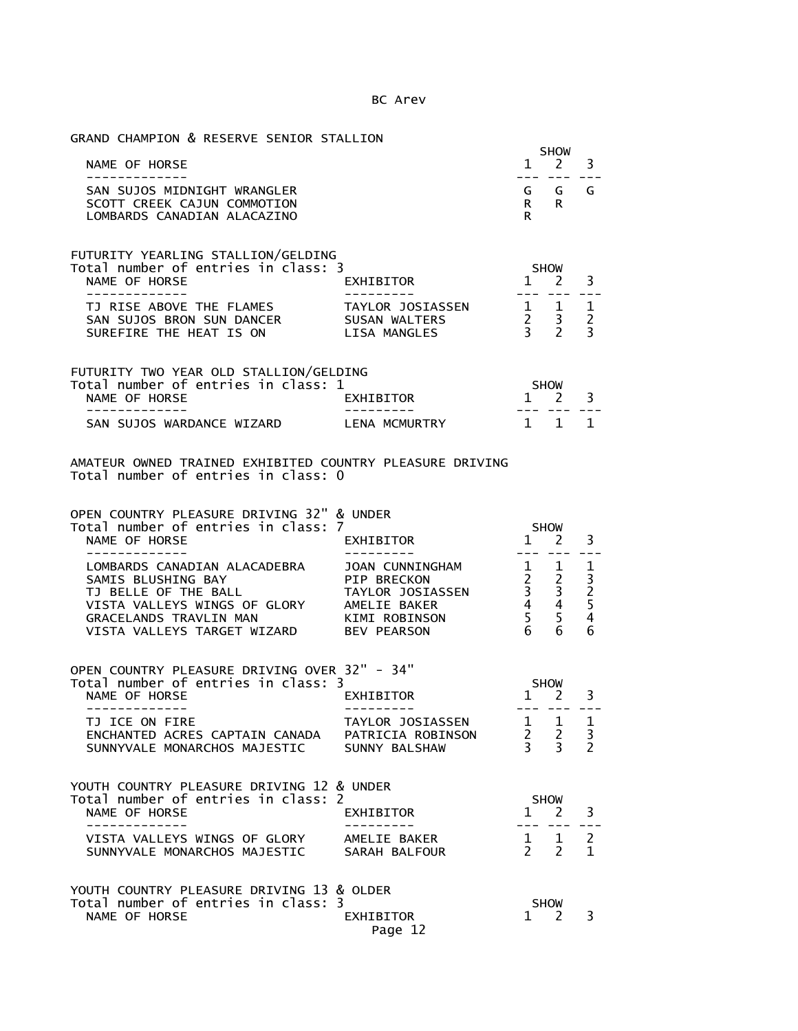GRAND CHAMPION & RESERVE SENIOR STALLION

| NAME OF HORSE | SHOW 1 | 2 | 3 |
|---|---|---|---|
| SAN SUJOS MIDNIGHT WRANGLER | G | G | G |
| SCOTT CREEK CAJUN COMMOTION | R | R | |
| LOMBARDS CANADIAN ALACAZINO | R | | |

FUTURITY YEARLING STALLION/GELDING
Total number of entries in class: 3

| NAME OF HORSE | EXHIBITOR | SHOW 1 | 2 | 3 |
|---|---|---|---|---|
| TJ RISE ABOVE THE FLAMES | TAYLOR JOSIASSEN | 1 | 1 | 1 |
| SAN SUJOS BRON SUN DANCER | SUSAN WALTERS | 2 | 3 | 2 |
| SUREFIRE THE HEAT IS ON | LISA MANGLES | 3 | 2 | 3 |

FUTURITY TWO YEAR OLD STALLION/GELDING
Total number of entries in class: 1

| NAME OF HORSE | EXHIBITOR | SHOW 1 | 2 | 3 |
|---|---|---|---|---|
| SAN SUJOS WARDANCE WIZARD | LENA MCMURTRY | 1 | 1 | 1 |

AMATEUR OWNED TRAINED EXHIBITED COUNTRY PLEASURE DRIVING
Total number of entries in class: 0

OPEN COUNTRY PLEASURE DRIVING 32" & UNDER
Total number of entries in class: 7

| NAME OF HORSE | EXHIBITOR | SHOW 1 | 2 | 3 |
|---|---|---|---|---|
| LOMBARDS CANADIAN ALACADEBRA | JOAN CUNNINGHAM | 1 | 1 | 1 |
| SAMIS BLUSHING BAY | PIP BRECKON | 2 | 2 | 3 |
| TJ BELLE OF THE BALL | TAYLOR JOSIASSEN | 3 | 3 | 2 |
| VISTA VALLEYS WINGS OF GLORY | AMELIE BAKER | 4 | 4 | 5 |
| GRACELANDS TRAVLIN MAN | KIMI ROBINSON | 5 | 5 | 4 |
| VISTA VALLEYS TARGET WIZARD | BEV PEARSON | 6 | 6 | 6 |

OPEN COUNTRY PLEASURE DRIVING OVER 32" - 34"
Total number of entries in class: 3

| NAME OF HORSE | EXHIBITOR | SHOW 1 | 2 | 3 |
|---|---|---|---|---|
| TJ ICE ON FIRE | TAYLOR JOSIASSEN | 1 | 1 | 1 |
| ENCHANTED ACRES CAPTAIN CANADA | PATRICIA ROBINSON | 2 | 2 | 3 |
| SUNNYVALE MONARCHOS MAJESTIC | SUNNY BALSHAW | 3 | 3 | 2 |

YOUTH COUNTRY PLEASURE DRIVING 12 & UNDER
Total number of entries in class: 2

| NAME OF HORSE | EXHIBITOR | SHOW 1 | 2 | 3 |
|---|---|---|---|---|
| VISTA VALLEYS WINGS OF GLORY | AMELIE BAKER | 1 | 1 | 2 |
| SUNNYVALE MONARCHOS MAJESTIC | SARAH BALFOUR | 2 | 2 | 1 |

YOUTH COUNTRY PLEASURE DRIVING 13 & OLDER
Total number of entries in class: 3

| NAME OF HORSE | EXHIBITOR | SHOW 1 | 2 | 3 |
|---|---|---|---|---|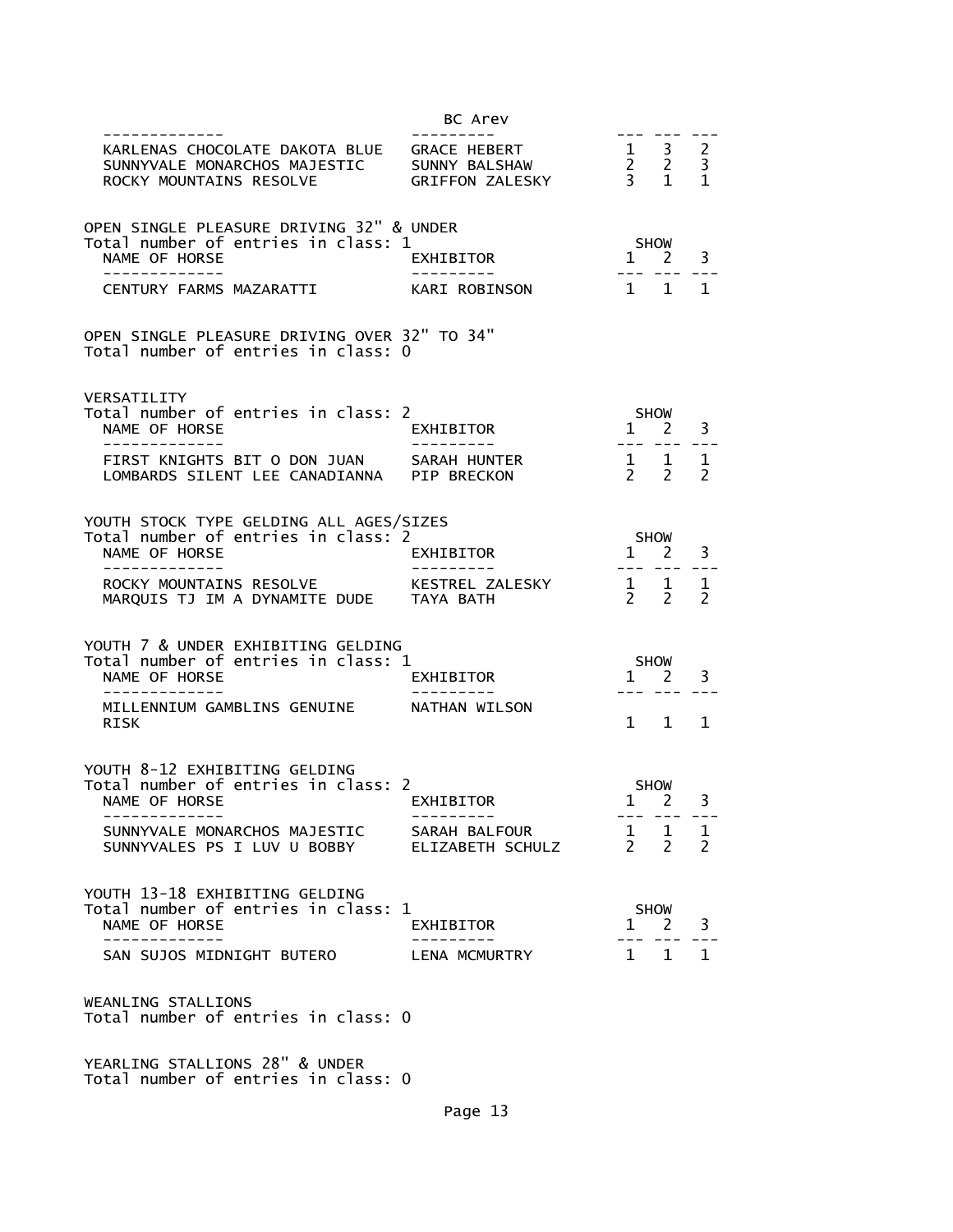| NAME OF HORSE | EXHIBITOR | 1 | 2 | 3 |
|---|---|---|---|---|
| KARLENAS CHOCOLATE DAKOTA BLUE | GRACE HEBERT | 1 | 3 | 2 |
| SUNNYVALE MONARCHOS MAJESTIC | SUNNY BALSHAW | 2 | 2 | 3 |
| ROCKY MOUNTAINS RESOLVE | GRIFFON ZALESKY | 3 | 1 | 1 |

## OPEN SINGLE PLEASURE DRIVING 32" & UNDER

Total number of entries in class: 1

| NAME OF HORSE | EXHIBITOR | SHOW 1 | 2 | 3 |
|---|---|---|---|---|
| CENTURY FARMS MAZARATTI | KARI ROBINSON | 1 | 1 | 1 |

## OPEN SINGLE PLEASURE DRIVING OVER 32" TO 34"

Total number of entries in class: 0

## VERSATILITY

Total number of entries in class: 2

| NAME OF HORSE | EXHIBITOR | SHOW 1 | 2 | 3 |
|---|---|---|---|---|
| FIRST KNIGHTS BIT O DON JUAN | SARAH HUNTER | 1 | 1 | 1 |
| LOMBARDS SILENT LEE CANADIANNA | PIP BRECKON | 2 | 2 | 2 |

## YOUTH STOCK TYPE GELDING ALL AGES/SIZES

Total number of entries in class: 2

| NAME OF HORSE | EXHIBITOR | SHOW 1 | 2 | 3 |
|---|---|---|---|---|
| ROCKY MOUNTAINS RESOLVE | KESTREL ZALESKY | 1 | 1 | 1 |
| MARQUIS TJ IM A DYNAMITE DUDE | TAYA BATH | 2 | 2 | 2 |

## YOUTH 7 & UNDER EXHIBITING GELDING

Total number of entries in class: 1

| NAME OF HORSE | EXHIBITOR | SHOW 1 | 2 | 3 |
|---|---|---|---|---|
| MILLENNIUM GAMBLINS GENUINE RISK | NATHAN WILSON | 1 | 1 | 1 |

## YOUTH 8-12 EXHIBITING GELDING

Total number of entries in class: 2

| NAME OF HORSE | EXHIBITOR | SHOW 1 | 2 | 3 |
|---|---|---|---|---|
| SUNNYVALE MONARCHOS MAJESTIC | SARAH BALFOUR | 1 | 1 | 1 |
| SUNNYVALES PS I LUV U BOBBY | ELIZABETH SCHULZ | 2 | 2 | 2 |

## YOUTH 13-18 EXHIBITING GELDING

Total number of entries in class: 1

| NAME OF HORSE | EXHIBITOR | SHOW 1 | 2 | 3 |
|---|---|---|---|---|
| SAN SUJOS MIDNIGHT BUTERO | LENA MCMURTRY | 1 | 1 | 1 |

## WEANLING STALLIONS

Total number of entries in class: 0

## YEARLING STALLIONS 28" & UNDER

Total number of entries in class: 0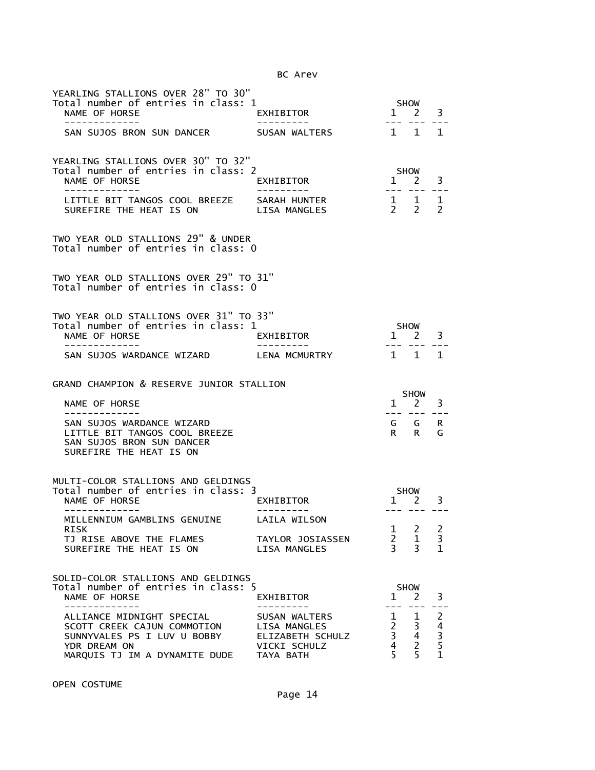YEARLING STALLIONS OVER 28" TO 30"
Total number of entries in class: 1

| NAME OF HORSE | EXHIBITOR | SHOW 1 | 2 | 3 |
|---|---|---|---|---|
| SAN SUJOS BRON SUN DANCER | SUSAN WALTERS | 1 | 1 | 1 |

YEARLING STALLIONS OVER 30" TO 32"
Total number of entries in class: 2

| NAME OF HORSE | EXHIBITOR | SHOW 1 | 2 | 3 |
|---|---|---|---|---|
| LITTLE BIT TANGOS COOL BREEZE | SARAH HUNTER | 1 | 1 | 1 |
| SUREFIRE THE HEAT IS ON | LISA MANGLES | 2 | 2 | 2 |

TWO YEAR OLD STALLIONS 29" & UNDER
Total number of entries in class: 0

TWO YEAR OLD STALLIONS OVER 29" TO 31"
Total number of entries in class: 0

TWO YEAR OLD STALLIONS OVER 31" TO 33"
Total number of entries in class: 1

| NAME OF HORSE | EXHIBITOR | SHOW 1 | 2 | 3 |
|---|---|---|---|---|
| SAN SUJOS WARDANCE WIZARD | LENA MCMURTRY | 1 | 1 | 1 |

GRAND CHAMPION & RESERVE JUNIOR STALLION

| NAME OF HORSE | SHOW 1 | 2 | 3 |
|---|---|---|---|
| SAN SUJOS WARDANCE WIZARD | G | G | R |
| LITTLE BIT TANGOS COOL BREEZE | R | R | G |
| SAN SUJOS BRON SUN DANCER | | | |
| SUREFIRE THE HEAT IS ON | | | |

MULTI-COLOR STALLIONS AND GELDINGS
Total number of entries in class: 3

| NAME OF HORSE | EXHIBITOR | SHOW 1 | 2 | 3 |
|---|---|---|---|---|
| MILLENNIUM GAMBLINS GENUINE RISK | LAILA WILSON | 1 | 2 | 2 |
| TJ RISE ABOVE THE FLAMES | TAYLOR JOSIASSEN | 2 | 1 | 3 |
| SUREFIRE THE HEAT IS ON | LISA MANGLES | 3 | 3 | 1 |

SOLID-COLOR STALLIONS AND GELDINGS
Total number of entries in class: 5

| NAME OF HORSE | EXHIBITOR | SHOW 1 | 2 | 3 |
|---|---|---|---|---|
| ALLIANCE MIDNIGHT SPECIAL | SUSAN WALTERS | 1 | 1 | 2 |
| SCOTT CREEK CAJUN COMMOTION | LISA MANGLES | 2 | 3 | 4 |
| SUNNYVALES PS I LUV U BOBBY | ELIZABETH SCHULZ | 3 | 4 | 3 |
| YDR DREAM ON | VICKI SCHULZ | 4 | 2 | 5 |
| MARQUIS TJ IM A DYNAMITE DUDE | TAYA BATH | 5 | 5 | 1 |

OPEN COSTUME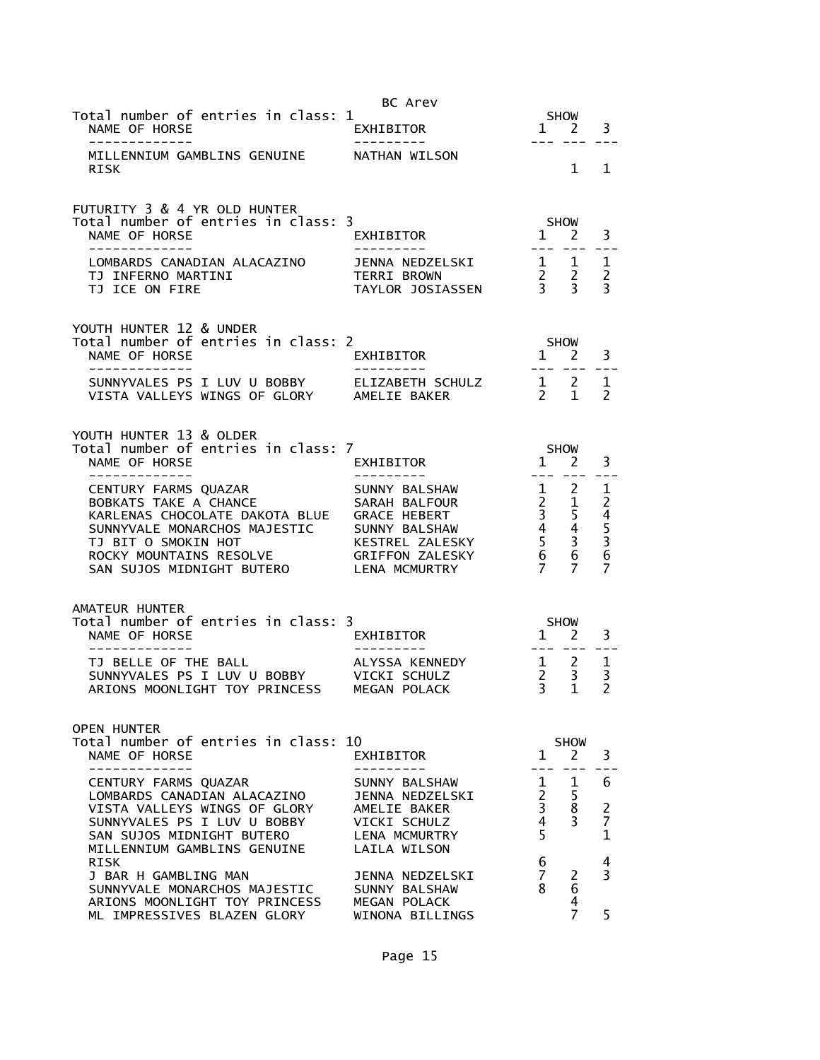Total number of entries in class: 1

| NAME OF HORSE | EXHIBITOR | SHOW 1 | SHOW 2 | SHOW 3 |
|---|---|---|---|---|
| MILLENNIUM GAMBLINS GENUINE RISK | NATHAN WILSON | | 1 | 1 |

## FUTURITY 3 & 4 YR OLD HUNTER

Total number of entries in class: 3

| NAME OF HORSE | EXHIBITOR | SHOW 1 | SHOW 2 | SHOW 3 |
|---|---|---|---|---|
| LOMBARDS CANADIAN ALACAZINO | JENNA NEDZELSKI | 1 | 1 | 1 |
| TJ INFERNO MARTINI | TERRI BROWN | 2 | 2 | 2 |
| TJ ICE ON FIRE | TAYLOR JOSIASSEN | 3 | 3 | 3 |

## YOUTH HUNTER 12 & UNDER

Total number of entries in class: 2

| NAME OF HORSE | EXHIBITOR | SHOW 1 | SHOW 2 | SHOW 3 |
|---|---|---|---|---|
| SUNNYVALES PS I LUV U BOBBY | ELIZABETH SCHULZ | 1 | 2 | 1 |
| VISTA VALLEYS WINGS OF GLORY | AMELIE BAKER | 2 | 1 | 2 |

## YOUTH HUNTER 13 & OLDER

Total number of entries in class: 7

| NAME OF HORSE | EXHIBITOR | SHOW 1 | SHOW 2 | SHOW 3 |
|---|---|---|---|---|
| CENTURY FARMS QUAZAR | SUNNY BALSHAW | 1 | 2 | 1 |
| BOBKATS TAKE A CHANCE | SARAH BALFOUR | 2 | 1 | 2 |
| KARLENAS CHOCOLATE DAKOTA BLUE | GRACE HEBERT | 3 | 5 | 4 |
| SUNNYVALE MONARCHOS MAJESTIC | SUNNY BALSHAW | 4 | 4 | 5 |
| TJ BIT O SMOKIN HOT | KESTREL ZALESKY | 5 | 3 | 3 |
| ROCKY MOUNTAINS RESOLVE | GRIFFON ZALESKY | 6 | 6 | 6 |
| SAN SUJOS MIDNIGHT BUTERO | LENA MCMURTRY | 7 | 7 | 7 |

## AMATEUR HUNTER

Total number of entries in class: 3

| NAME OF HORSE | EXHIBITOR | SHOW 1 | SHOW 2 | SHOW 3 |
|---|---|---|---|---|
| TJ BELLE OF THE BALL | ALYSSA KENNEDY | 1 | 2 | 1 |
| SUNNYVALES PS I LUV U BOBBY | VICKI SCHULZ | 2 | 3 | 3 |
| ARIONS MOONLIGHT TOY PRINCESS | MEGAN POLACK | 3 | 1 | 2 |

## OPEN HUNTER

Total number of entries in class: 10

| NAME OF HORSE | EXHIBITOR | SHOW 1 | SHOW 2 | SHOW 3 |
|---|---|---|---|---|
| CENTURY FARMS QUAZAR | SUNNY BALSHAW | 1 | 1 | 6 |
| LOMBARDS CANADIAN ALACAZINO | JENNA NEDZELSKI | 2 | 5 | |
| VISTA VALLEYS WINGS OF GLORY | AMELIE BAKER | 3 | 8 | 2 |
| SUNNYVALES PS I LUV U BOBBY | VICKI SCHULZ | 4 | 3 | 7 |
| SAN SUJOS MIDNIGHT BUTERO | LENA MCMURTRY | 5 | | 1 |
| MILLENNIUM GAMBLINS GENUINE RISK | LAILA WILSON | 6 | | 4 |
| J BAR H GAMBLING MAN | JENNA NEDZELSKI | 7 | 2 | 3 |
| SUNNYVALE MONARCHOS MAJESTIC | SUNNY BALSHAW | 8 | 6 | |
| ARIONS MOONLIGHT TOY PRINCESS | MEGAN POLACK | | 4 | |
| ML IMPRESSIVES BLAZEN GLORY | WINONA BILLINGS | | 7 | 5 |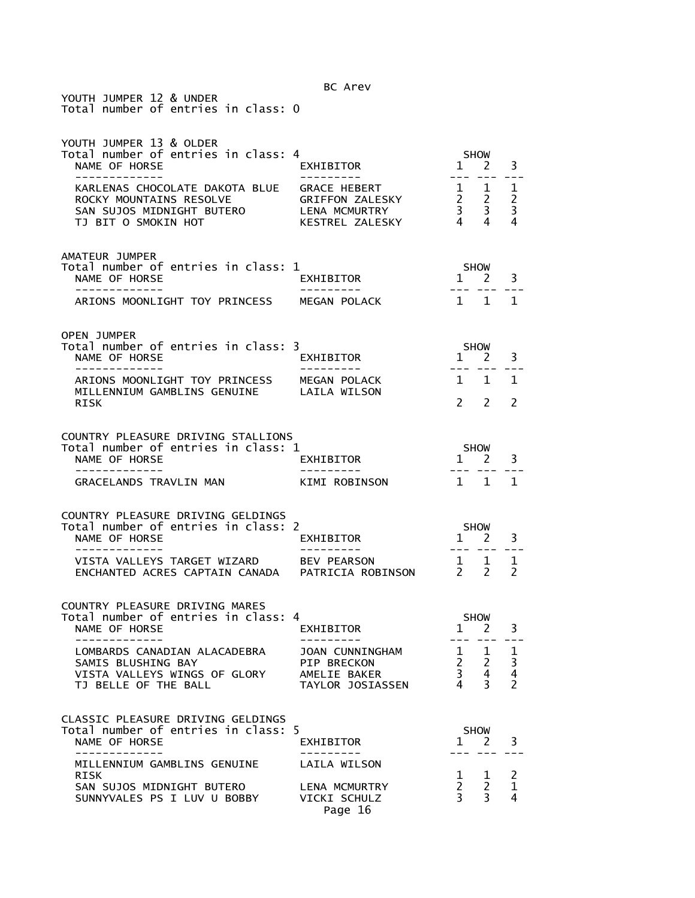## YOUTH JUMPER 12 & UNDER

Total number of entries in class: 0

## YOUTH JUMPER 13 & OLDER

Total number of entries in class: 4

| NAME OF HORSE | EXHIBITOR | SHOW 1 | SHOW 2 | SHOW 3 |
|---|---|---|---|---|
| KARLENAS CHOCOLATE DAKOTA BLUE | GRACE HEBERT | 1 | 1 | 1 |
| ROCKY MOUNTAINS RESOLVE | GRIFFON ZALESKY | 2 | 2 | 2 |
| SAN SUJOS MIDNIGHT BUTERO | LENA MCMURTRY | 3 | 3 | 3 |
| TJ BIT O SMOKIN HOT | KESTREL ZALESKY | 4 | 4 | 4 |

## AMATEUR JUMPER

Total number of entries in class: 1

| NAME OF HORSE | EXHIBITOR | SHOW 1 | SHOW 2 | SHOW 3 |
|---|---|---|---|---|
| ARIONS MOONLIGHT TOY PRINCESS | MEGAN POLACK | 1 | 1 | 1 |

## OPEN JUMPER

Total number of entries in class: 3

| NAME OF HORSE | EXHIBITOR | SHOW 1 | SHOW 2 | SHOW 3 |
|---|---|---|---|---|
| ARIONS MOONLIGHT TOY PRINCESS | MEGAN POLACK | 1 | 1 | 1 |
| MILLENNIUM GAMBLINS GENUINE RISK | LAILA WILSON | 2 | 2 | 2 |

## COUNTRY PLEASURE DRIVING STALLIONS

Total number of entries in class: 1

| NAME OF HORSE | EXHIBITOR | SHOW 1 | SHOW 2 | SHOW 3 |
|---|---|---|---|---|
| GRACELANDS TRAVLIN MAN | KIMI ROBINSON | 1 | 1 | 1 |

## COUNTRY PLEASURE DRIVING GELDINGS

Total number of entries in class: 2

| NAME OF HORSE | EXHIBITOR | SHOW 1 | SHOW 2 | SHOW 3 |
|---|---|---|---|---|
| VISTA VALLEYS TARGET WIZARD | BEV PEARSON | 1 | 1 | 1 |
| ENCHANTED ACRES CAPTAIN CANADA | PATRICIA ROBINSON | 2 | 2 | 2 |

## COUNTRY PLEASURE DRIVING MARES

Total number of entries in class: 4

| NAME OF HORSE | EXHIBITOR | SHOW 1 | SHOW 2 | SHOW 3 |
|---|---|---|---|---|
| LOMBARDS CANADIAN ALACADEBRA | JOAN CUNNINGHAM | 1 | 1 | 1 |
| SAMIS BLUSHING BAY | PIP BRECKON | 2 | 2 | 3 |
| VISTA VALLEYS WINGS OF GLORY | AMELIE BAKER | 3 | 4 | 4 |
| TJ BELLE OF THE BALL | TAYLOR JOSIASSEN | 4 | 3 | 2 |

## CLASSIC PLEASURE DRIVING GELDINGS

Total number of entries in class: 5

| NAME OF HORSE | EXHIBITOR | SHOW 1 | SHOW 2 | SHOW 3 |
|---|---|---|---|---|
| MILLENNIUM GAMBLINS GENUINE RISK | LAILA WILSON | 1 | 1 | 2 |
| SAN SUJOS MIDNIGHT BUTERO | LENA MCMURTRY | 2 | 2 | 1 |
| SUNNYVALES PS I LUV U BOBBY | VICKI SCHULZ | 3 | 3 | 4 |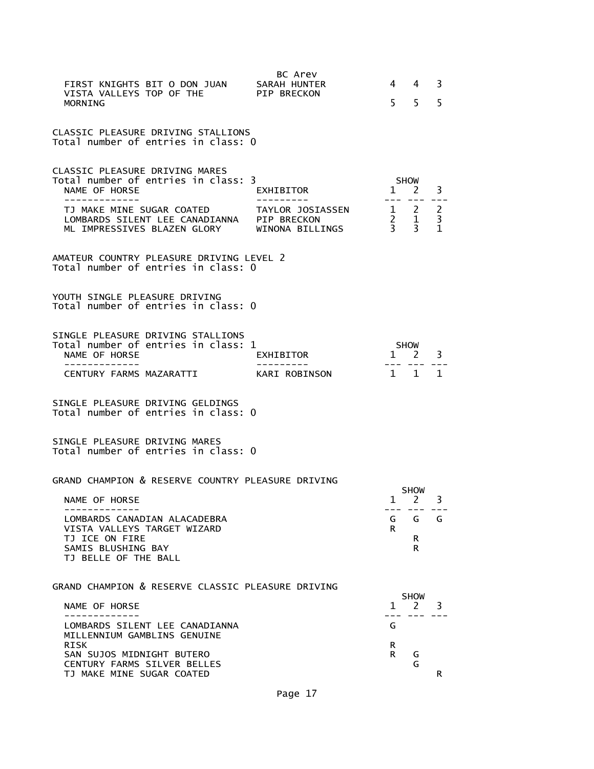| | BC Arev | | | |
|---|---|---|---|---|
| FIRST KNIGHTS BIT O DON JUAN | SARAH HUNTER | 4 | 4 | 3 |
| VISTA VALLEYS TOP OF THE MORNING | PIP BRECKON | 5 | 5 | 5 |

CLASSIC PLEASURE DRIVING STALLIONS
Total number of entries in class: 0

CLASSIC PLEASURE DRIVING MARES
Total number of entries in class: 3

| NAME OF HORSE | EXHIBITOR | SHOW 1 | 2 | 3 |
|---|---|---|---|---|
| TJ MAKE MINE SUGAR COATED | TAYLOR JOSIASSEN | 1 | 2 | 2 |
| LOMBARDS SILENT LEE CANADIANNA | PIP BRECKON | 2 | 1 | 3 |
| ML IMPRESSIVES BLAZEN GLORY | WINONA BILLINGS | 3 | 3 | 1 |

AMATEUR COUNTRY PLEASURE DRIVING LEVEL 2
Total number of entries in class: 0

YOUTH SINGLE PLEASURE DRIVING
Total number of entries in class: 0

SINGLE PLEASURE DRIVING STALLIONS
Total number of entries in class: 1

| NAME OF HORSE | EXHIBITOR | SHOW 1 | 2 | 3 |
|---|---|---|---|---|
| CENTURY FARMS MAZARATTI | KARI ROBINSON | 1 | 1 | 1 |

SINGLE PLEASURE DRIVING GELDINGS
Total number of entries in class: 0

SINGLE PLEASURE DRIVING MARES
Total number of entries in class: 0

GRAND CHAMPION & RESERVE COUNTRY PLEASURE DRIVING

| NAME OF HORSE | SHOW 1 | 2 | 3 |
|---|---|---|---|
| LOMBARDS CANADIAN ALACADEBRA | G | G | G |
| VISTA VALLEYS TARGET WIZARD | R | | |
| TJ ICE ON FIRE | | R | |
| SAMIS BLUSHING BAY | | R | |
| TJ BELLE OF THE BALL | | | |

GRAND CHAMPION & RESERVE CLASSIC PLEASURE DRIVING

| NAME OF HORSE | SHOW 1 | 2 | 3 |
|---|---|---|---|
| LOMBARDS SILENT LEE CANADIANNA | G | | |
| MILLENNIUM GAMBLINS GENUINE RISK | R | | |
| SAN SUJOS MIDNIGHT BUTERO | R | G | |
| CENTURY FARMS SILVER BELLES | | G | |
| TJ MAKE MINE SUGAR COATED | | | R |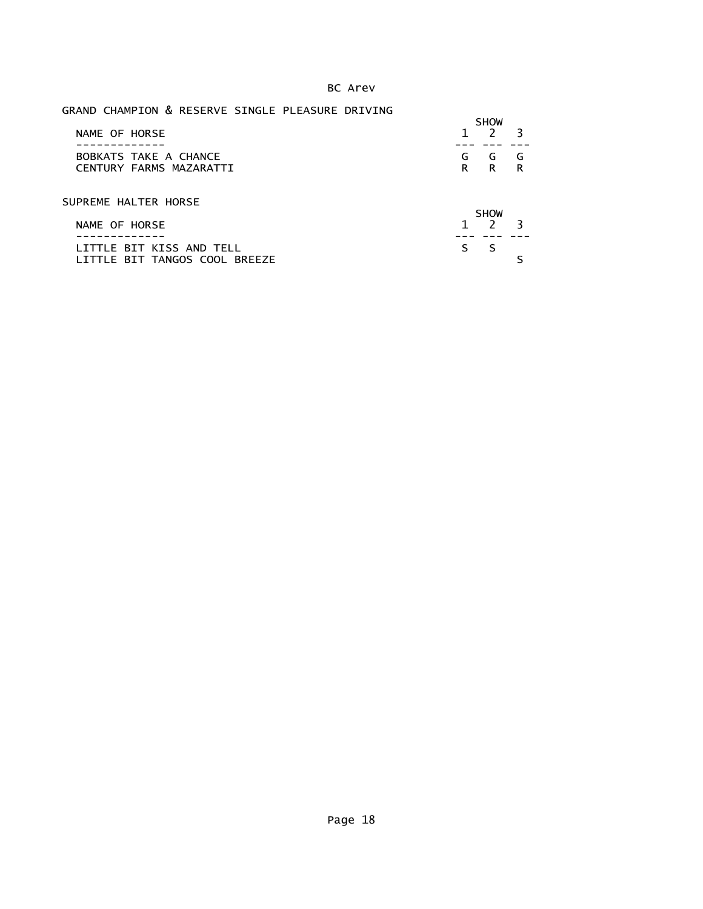BC Arev

## GRAND CHAMPION & RESERVE SINGLE PLEASURE DRIVING

| NAME OF HORSE | SHOW 1 | 2 | 3 |
|---|---|---|---|
| BOBKATS TAKE A CHANCE | G | G | G |
| CENTURY FARMS MAZARATTI | R | R | R |

## SUPREME HALTER HORSE

| NAME OF HORSE | SHOW 1 | 2 | 3 |
|---|---|---|---|
| LITTLE BIT KISS AND TELL | S | S | |
| LITTLE BIT TANGOS COOL BREEZE | | | S |